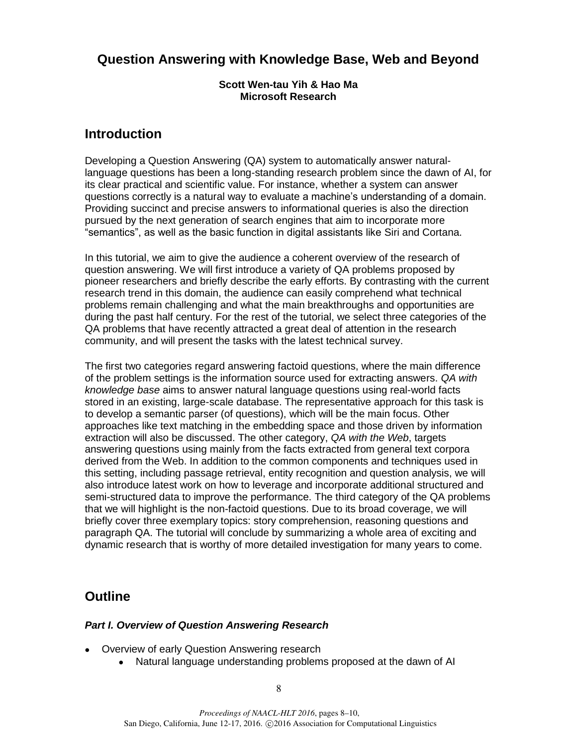# Question Answering with Knowledge Base, Web and Beyond

**Scott Wen-tau Yih & Hao Ma**
**Microsoft Research**

## Introduction

Developing a Question Answering (QA) system to automatically answer natural-language questions has been a long-standing research problem since the dawn of AI, for its clear practical and scientific value. For instance, whether a system can answer questions correctly is a natural way to evaluate a machine's understanding of a domain. Providing succinct and precise answers to informational queries is also the direction pursued by the next generation of search engines that aim to incorporate more "semantics", as well as the basic function in digital assistants like Siri and Cortana.

In this tutorial, we aim to give the audience a coherent overview of the research of question answering. We will first introduce a variety of QA problems proposed by pioneer researchers and briefly describe the early efforts. By contrasting with the current research trend in this domain, the audience can easily comprehend what technical problems remain challenging and what the main breakthroughs and opportunities are during the past half century. For the rest of the tutorial, we select three categories of the QA problems that have recently attracted a great deal of attention in the research community, and will present the tasks with the latest technical survey.

The first two categories regard answering factoid questions, where the main difference of the problem settings is the information source used for extracting answers. *QA with knowledge base* aims to answer natural language questions using real-world facts stored in an existing, large-scale database. The representative approach for this task is to develop a semantic parser (of questions), which will be the main focus. Other approaches like text matching in the embedding space and those driven by information extraction will also be discussed. The other category, *QA with the Web*, targets answering questions using mainly from the facts extracted from general text corpora derived from the Web. In addition to the common components and techniques used in this setting, including passage retrieval, entity recognition and question analysis, we will also introduce latest work on how to leverage and incorporate additional structured and semi-structured data to improve the performance. The third category of the QA problems that we will highlight is the non-factoid questions. Due to its broad coverage, we will briefly cover three exemplary topics: story comprehension, reasoning questions and paragraph QA. The tutorial will conclude by summarizing a whole area of exciting and dynamic research that is worthy of more detailed investigation for many years to come.

## Outline

### *Part I. Overview of Question Answering Research*

- Overview of early Question Answering research
  - Natural language understanding problems proposed at the dawn of AI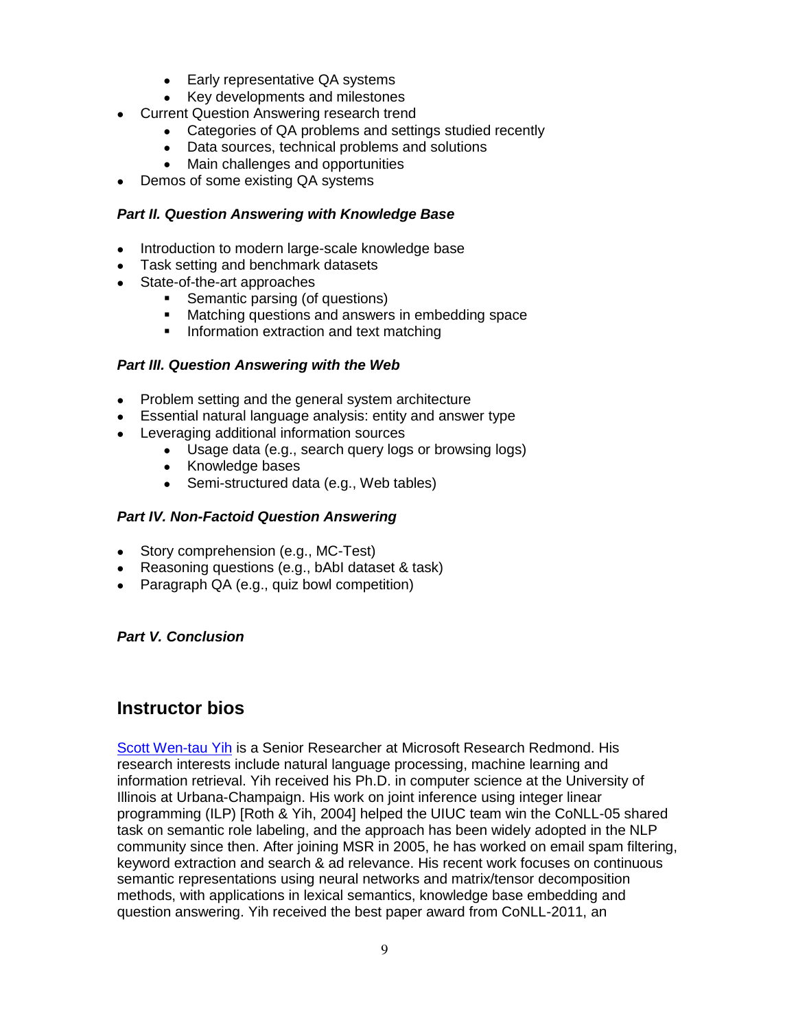- Early representative QA systems
  - Key developments and milestones
- Current Question Answering research trend
  - Categories of QA problems and settings studied recently
  - Data sources, technical problems and solutions
  - Main challenges and opportunities
- Demos of some existing QA systems

***Part II. Question Answering with Knowledge Base***

- Introduction to modern large-scale knowledge base
- Task setting and benchmark datasets
- State-of-the-art approaches
  - Semantic parsing (of questions)
  - Matching questions and answers in embedding space
  - Information extraction and text matching

***Part III. Question Answering with the Web***

- Problem setting and the general system architecture
- Essential natural language analysis: entity and answer type
- Leveraging additional information sources
  - Usage data (e.g., search query logs or browsing logs)
  - Knowledge bases
  - Semi-structured data (e.g., Web tables)

***Part IV. Non-Factoid Question Answering***

- Story comprehension (e.g., MC-Test)
- Reasoning questions (e.g., bAbI dataset & task)
- Paragraph QA (e.g., quiz bowl competition)

***Part V. Conclusion***

## Instructor bios

Scott Wen-tau Yih is a Senior Researcher at Microsoft Research Redmond. His research interests include natural language processing, machine learning and information retrieval. Yih received his Ph.D. in computer science at the University of Illinois at Urbana-Champaign. His work on joint inference using integer linear programming (ILP) [Roth & Yih, 2004] helped the UIUC team win the CoNLL-05 shared task on semantic role labeling, and the approach has been widely adopted in the NLP community since then. After joining MSR in 2005, he has worked on email spam filtering, keyword extraction and search & ad relevance. His recent work focuses on continuous semantic representations using neural networks and matrix/tensor decomposition methods, with applications in lexical semantics, knowledge base embedding and question answering. Yih received the best paper award from CoNLL-2011, an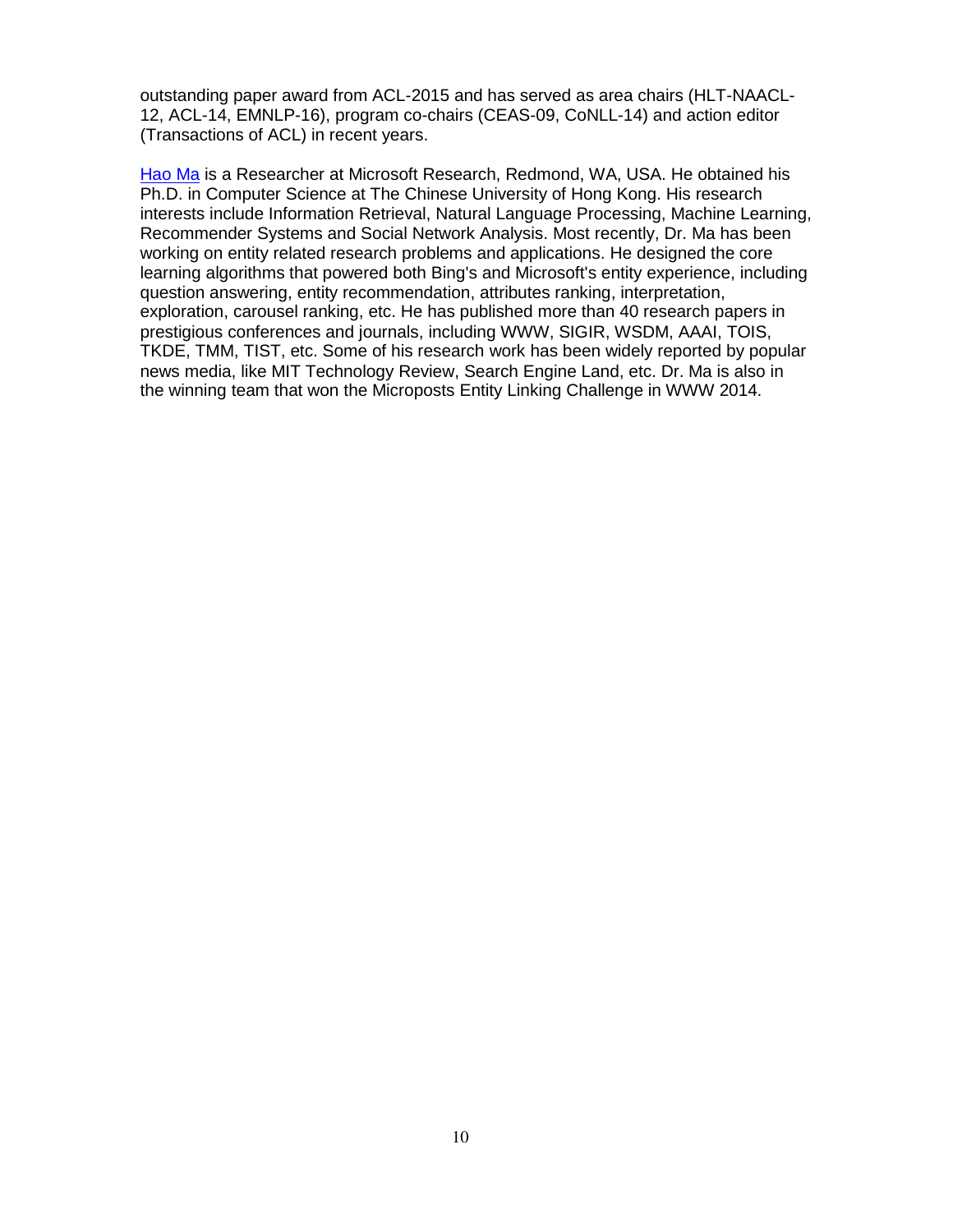outstanding paper award from ACL-2015 and has served as area chairs (HLT-NAACL-12, ACL-14, EMNLP-16), program co-chairs (CEAS-09, CoNLL-14) and action editor (Transactions of ACL) in recent years.

Hao Ma is a Researcher at Microsoft Research, Redmond, WA, USA. He obtained his Ph.D. in Computer Science at The Chinese University of Hong Kong. His research interests include Information Retrieval, Natural Language Processing, Machine Learning, Recommender Systems and Social Network Analysis. Most recently, Dr. Ma has been working on entity related research problems and applications. He designed the core learning algorithms that powered both Bing's and Microsoft's entity experience, including question answering, entity recommendation, attributes ranking, interpretation, exploration, carousel ranking, etc. He has published more than 40 research papers in prestigious conferences and journals, including WWW, SIGIR, WSDM, AAAI, TOIS, TKDE, TMM, TIST, etc. Some of his research work has been widely reported by popular news media, like MIT Technology Review, Search Engine Land, etc. Dr. Ma is also in the winning team that won the Microposts Entity Linking Challenge in WWW 2014.